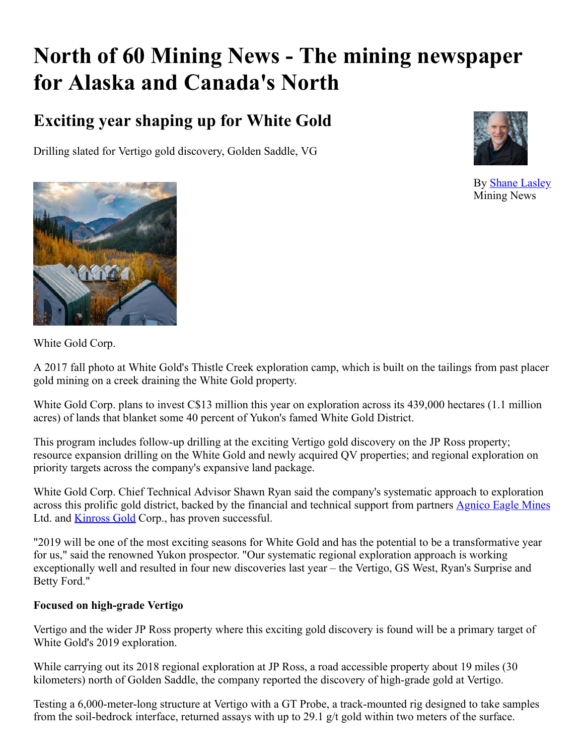# North of 60 Mining News - The mining newspaper for Alaska and Canada's North

## Exciting year shaping up for White Gold

Drilling slated for Vertigo gold discovery, Golden Saddle, VG

By Shane Lasley
Mining News

White Gold Corp.

A 2017 fall photo at White Gold's Thistle Creek exploration camp, which is built on the tailings from past placer gold mining on a creek draining the White Gold property.

White Gold Corp. plans to invest C$13 million this year on exploration across its 439,000 hectares (1.1 million acres) of lands that blanket some 40 percent of Yukon's famed White Gold District.

This program includes follow-up drilling at the exciting Vertigo gold discovery on the JP Ross property; resource expansion drilling on the White Gold and newly acquired QV properties; and regional exploration on priority targets across the company's expansive land package.

White Gold Corp. Chief Technical Advisor Shawn Ryan said the company's systematic approach to exploration across this prolific gold district, backed by the financial and technical support from partners Agnico Eagle Mines Ltd. and Kinross Gold Corp., has proven successful.

"2019 will be one of the most exciting seasons for White Gold and has the potential to be a transformative year for us," said the renowned Yukon prospector. "Our systematic regional exploration approach is working exceptionally well and resulted in four new discoveries last year – the Vertigo, GS West, Ryan's Surprise and Betty Ford."

**Focused on high-grade Vertigo**

Vertigo and the wider JP Ross property where this exciting gold discovery is found will be a primary target of White Gold's 2019 exploration.

While carrying out its 2018 regional exploration at JP Ross, a road accessible property about 19 miles (30 kilometers) north of Golden Saddle, the company reported the discovery of high-grade gold at Vertigo.

Testing a 6,000-meter-long structure at Vertigo with a GT Probe, a track-mounted rig designed to take samples from the soil-bedrock interface, returned assays with up to 29.1 g/t gold within two meters of the surface.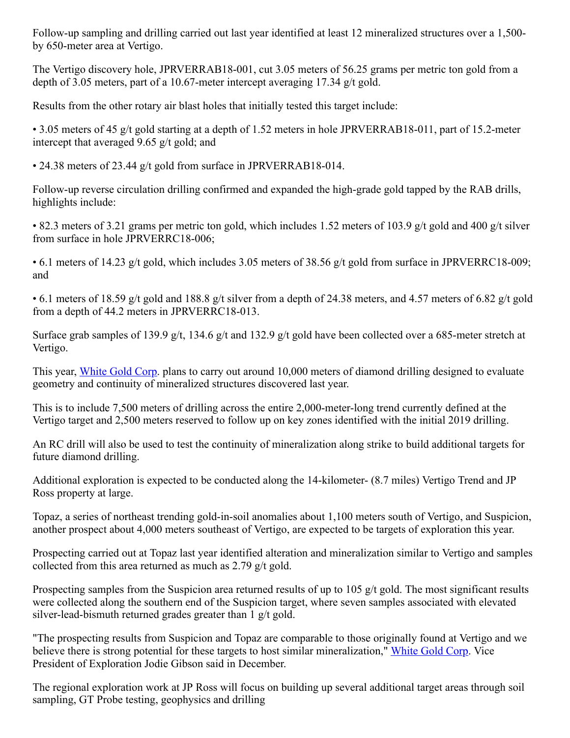Follow-up sampling and drilling carried out last year identified at least 12 mineralized structures over a 1,500- by 650-meter area at Vertigo.

The Vertigo discovery hole, JPRVERRAB18-001, cut 3.05 meters of 56.25 grams per metric ton gold from a depth of 3.05 meters, part of a 10.67-meter intercept averaging 17.34 g/t gold.

Results from the other rotary air blast holes that initially tested this target include:

• 3.05 meters of 45 g/t gold starting at a depth of 1.52 meters in hole JPRVERRAB18-011, part of 15.2-meter intercept that averaged 9.65 g/t gold; and

• 24.38 meters of 23.44 g/t gold from surface in JPRVERRAB18-014.

Follow-up reverse circulation drilling confirmed and expanded the high-grade gold tapped by the RAB drills, highlights include:

• 82.3 meters of 3.21 grams per metric ton gold, which includes 1.52 meters of 103.9 g/t gold and 400 g/t silver from surface in hole JPRVERRC18-006;

• 6.1 meters of 14.23 g/t gold, which includes 3.05 meters of 38.56 g/t gold from surface in JPRVERRC18-009; and

• 6.1 meters of 18.59 g/t gold and 188.8 g/t silver from a depth of 24.38 meters, and 4.57 meters of 6.82 g/t gold from a depth of 44.2 meters in JPRVERRC18-013.

Surface grab samples of 139.9 g/t, 134.6 g/t and 132.9 g/t gold have been collected over a 685-meter stretch at Vertigo.

This year, White Gold Corp. plans to carry out around 10,000 meters of diamond drilling designed to evaluate geometry and continuity of mineralized structures discovered last year.

This is to include 7,500 meters of drilling across the entire 2,000-meter-long trend currently defined at the Vertigo target and 2,500 meters reserved to follow up on key zones identified with the initial 2019 drilling.

An RC drill will also be used to test the continuity of mineralization along strike to build additional targets for future diamond drilling.

Additional exploration is expected to be conducted along the 14-kilometer- (8.7 miles) Vertigo Trend and JP Ross property at large.

Topaz, a series of northeast trending gold-in-soil anomalies about 1,100 meters south of Vertigo, and Suspicion, another prospect about 4,000 meters southeast of Vertigo, are expected to be targets of exploration this year.

Prospecting carried out at Topaz last year identified alteration and mineralization similar to Vertigo and samples collected from this area returned as much as 2.79 g/t gold.

Prospecting samples from the Suspicion area returned results of up to 105 g/t gold. The most significant results were collected along the southern end of the Suspicion target, where seven samples associated with elevated silver-lead-bismuth returned grades greater than 1 g/t gold.

"The prospecting results from Suspicion and Topaz are comparable to those originally found at Vertigo and we believe there is strong potential for these targets to host similar mineralization," White Gold Corp. Vice President of Exploration Jodie Gibson said in December.

The regional exploration work at JP Ross will focus on building up several additional target areas through soil sampling, GT Probe testing, geophysics and drilling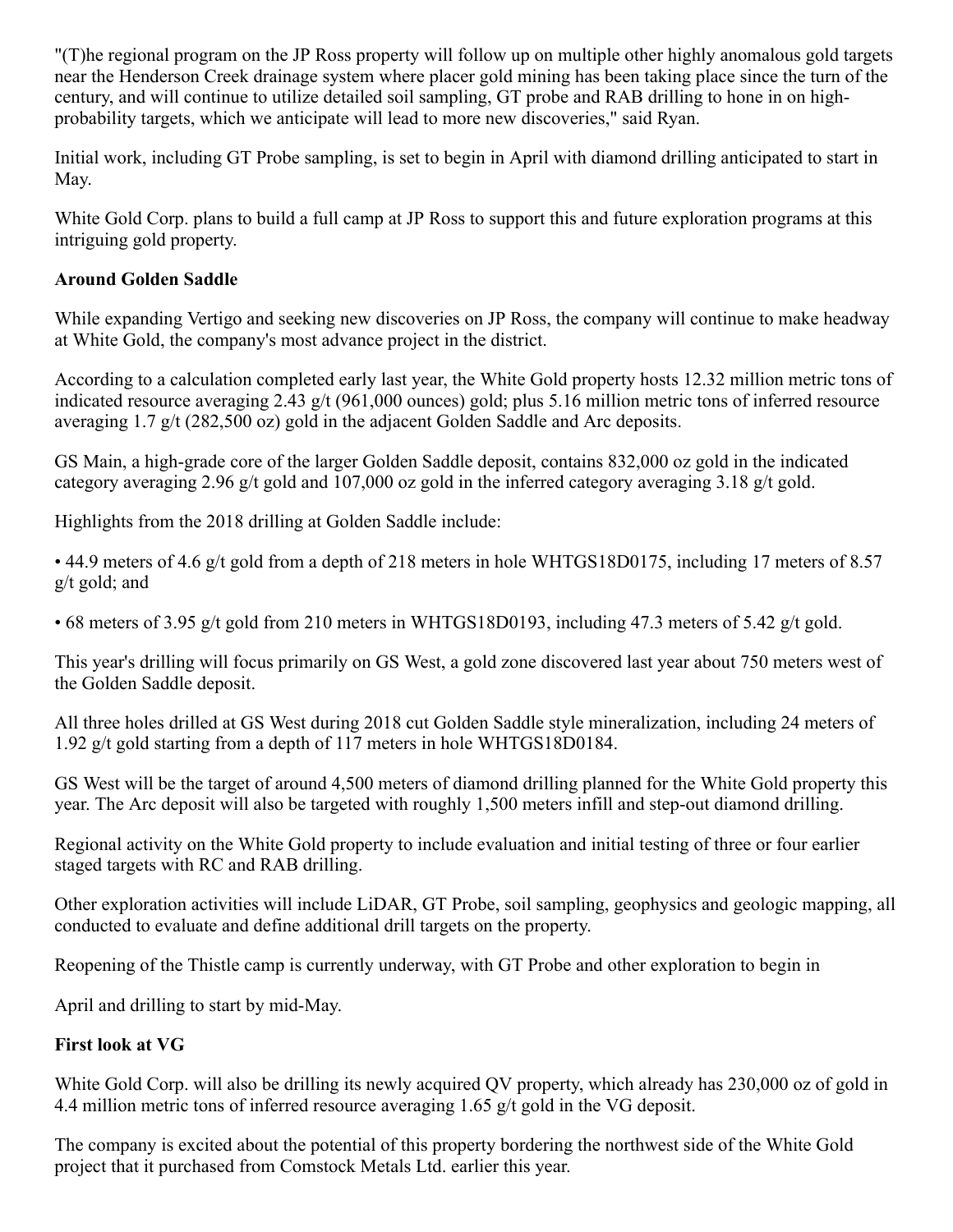"(T)he regional program on the JP Ross property will follow up on multiple other highly anomalous gold targets near the Henderson Creek drainage system where placer gold mining has been taking place since the turn of the century, and will continue to utilize detailed soil sampling, GT probe and RAB drilling to hone in on high-probability targets, which we anticipate will lead to more new discoveries," said Ryan.

Initial work, including GT Probe sampling, is set to begin in April with diamond drilling anticipated to start in May.

White Gold Corp. plans to build a full camp at JP Ross to support this and future exploration programs at this intriguing gold property.

**Around Golden Saddle**

While expanding Vertigo and seeking new discoveries on JP Ross, the company will continue to make headway at White Gold, the company's most advance project in the district.

According to a calculation completed early last year, the White Gold property hosts 12.32 million metric tons of indicated resource averaging 2.43 g/t (961,000 ounces) gold; plus 5.16 million metric tons of inferred resource averaging 1.7 g/t (282,500 oz) gold in the adjacent Golden Saddle and Arc deposits.

GS Main, a high-grade core of the larger Golden Saddle deposit, contains 832,000 oz gold in the indicated category averaging 2.96 g/t gold and 107,000 oz gold in the inferred category averaging 3.18 g/t gold.

Highlights from the 2018 drilling at Golden Saddle include:

• 44.9 meters of 4.6 g/t gold from a depth of 218 meters in hole WHTGS18D0175, including 17 meters of 8.57 g/t gold; and

• 68 meters of 3.95 g/t gold from 210 meters in WHTGS18D0193, including 47.3 meters of 5.42 g/t gold.

This year's drilling will focus primarily on GS West, a gold zone discovered last year about 750 meters west of the Golden Saddle deposit.

All three holes drilled at GS West during 2018 cut Golden Saddle style mineralization, including 24 meters of 1.92 g/t gold starting from a depth of 117 meters in hole WHTGS18D0184.

GS West will be the target of around 4,500 meters of diamond drilling planned for the White Gold property this year. The Arc deposit will also be targeted with roughly 1,500 meters infill and step-out diamond drilling.

Regional activity on the White Gold property to include evaluation and initial testing of three or four earlier staged targets with RC and RAB drilling.

Other exploration activities will include LiDAR, GT Probe, soil sampling, geophysics and geologic mapping, all conducted to evaluate and define additional drill targets on the property.

Reopening of the Thistle camp is currently underway, with GT Probe and other exploration to begin in

April and drilling to start by mid-May.

**First look at VG**

White Gold Corp. will also be drilling its newly acquired QV property, which already has 230,000 oz of gold in 4.4 million metric tons of inferred resource averaging 1.65 g/t gold in the VG deposit.

The company is excited about the potential of this property bordering the northwest side of the White Gold project that it purchased from Comstock Metals Ltd. earlier this year.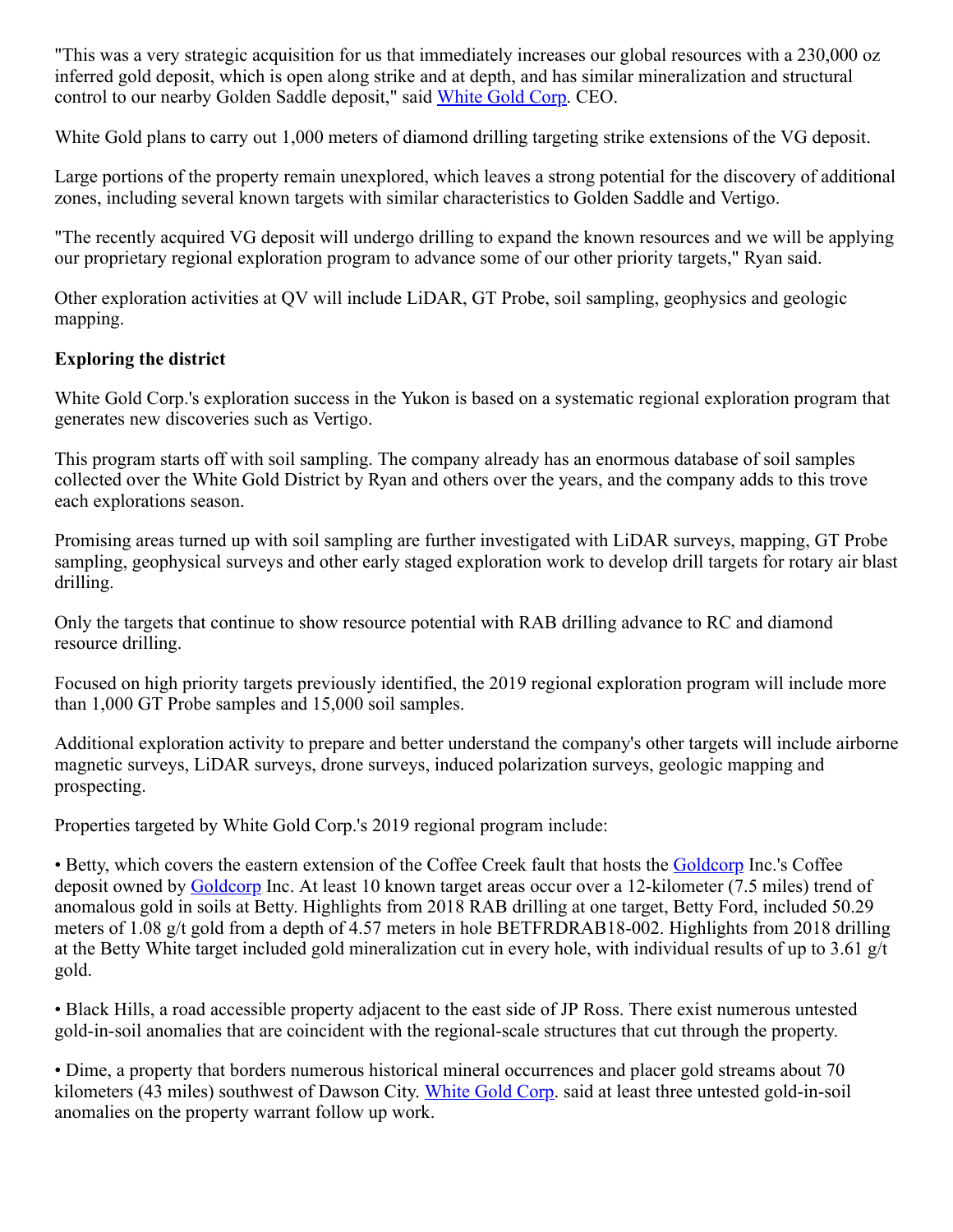"This was a very strategic acquisition for us that immediately increases our global resources with a 230,000 oz inferred gold deposit, which is open along strike and at depth, and has similar mineralization and structural control to our nearby Golden Saddle deposit," said White Gold Corp. CEO.

White Gold plans to carry out 1,000 meters of diamond drilling targeting strike extensions of the VG deposit.

Large portions of the property remain unexplored, which leaves a strong potential for the discovery of additional zones, including several known targets with similar characteristics to Golden Saddle and Vertigo.

"The recently acquired VG deposit will undergo drilling to expand the known resources and we will be applying our proprietary regional exploration program to advance some of our other priority targets," Ryan said.

Other exploration activities at QV will include LiDAR, GT Probe, soil sampling, geophysics and geologic mapping.

**Exploring the district**

White Gold Corp.'s exploration success in the Yukon is based on a systematic regional exploration program that generates new discoveries such as Vertigo.

This program starts off with soil sampling. The company already has an enormous database of soil samples collected over the White Gold District by Ryan and others over the years, and the company adds to this trove each explorations season.

Promising areas turned up with soil sampling are further investigated with LiDAR surveys, mapping, GT Probe sampling, geophysical surveys and other early staged exploration work to develop drill targets for rotary air blast drilling.

Only the targets that continue to show resource potential with RAB drilling advance to RC and diamond resource drilling.

Focused on high priority targets previously identified, the 2019 regional exploration program will include more than 1,000 GT Probe samples and 15,000 soil samples.

Additional exploration activity to prepare and better understand the company's other targets will include airborne magnetic surveys, LiDAR surveys, drone surveys, induced polarization surveys, geologic mapping and prospecting.

Properties targeted by White Gold Corp.'s 2019 regional program include:

• Betty, which covers the eastern extension of the Coffee Creek fault that hosts the Goldcorp Inc.'s Coffee deposit owned by Goldcorp Inc. At least 10 known target areas occur over a 12-kilometer (7.5 miles) trend of anomalous gold in soils at Betty. Highlights from 2018 RAB drilling at one target, Betty Ford, included 50.29 meters of 1.08 g/t gold from a depth of 4.57 meters in hole BETFRDRAB18-002. Highlights from 2018 drilling at the Betty White target included gold mineralization cut in every hole, with individual results of up to 3.61 g/t gold.

• Black Hills, a road accessible property adjacent to the east side of JP Ross. There exist numerous untested gold-in-soil anomalies that are coincident with the regional-scale structures that cut through the property.

• Dime, a property that borders numerous historical mineral occurrences and placer gold streams about 70 kilometers (43 miles) southwest of Dawson City. White Gold Corp. said at least three untested gold-in-soil anomalies on the property warrant follow up work.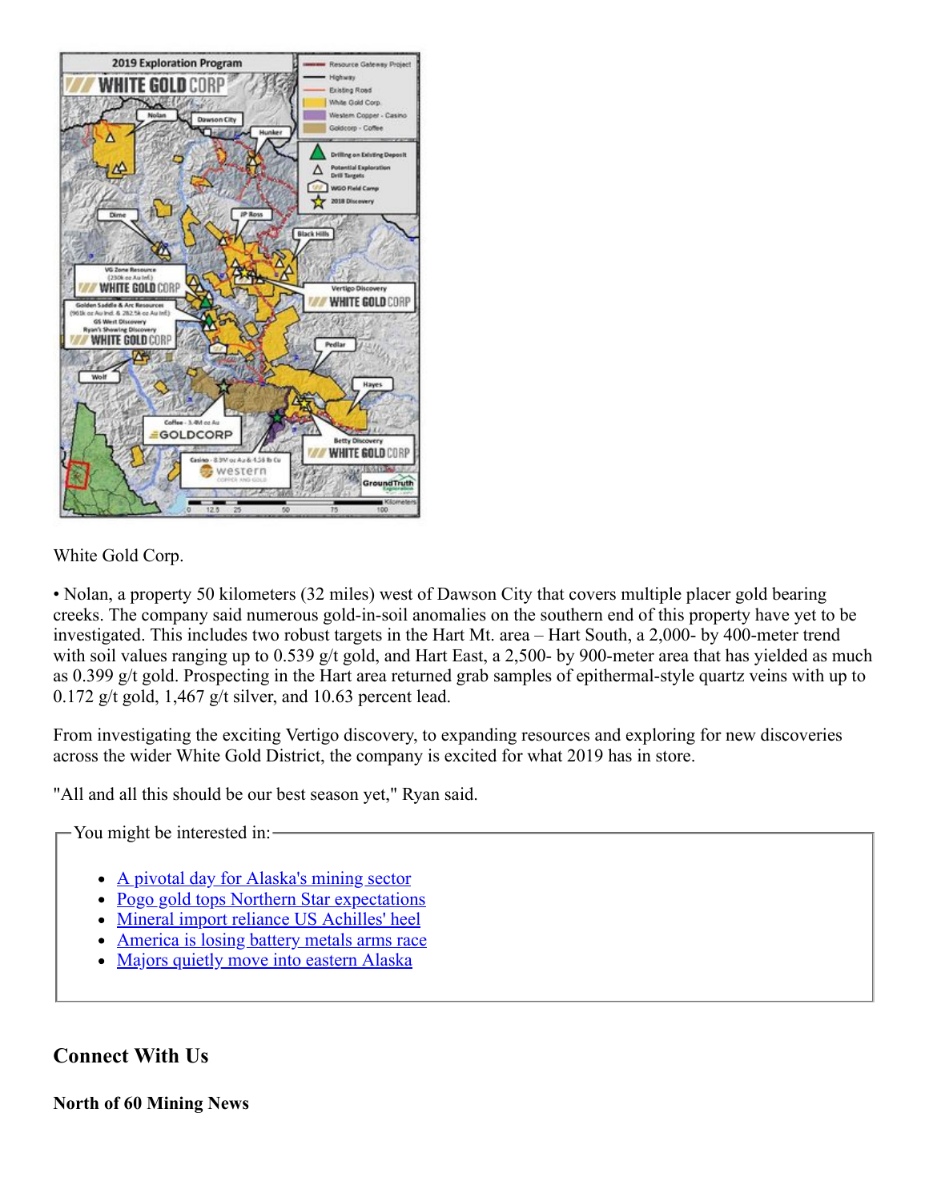White Gold Corp.

• Nolan, a property 50 kilometers (32 miles) west of Dawson City that covers multiple placer gold bearing creeks. The company said numerous gold-in-soil anomalies on the southern end of this property have yet to be investigated. This includes two robust targets in the Hart Mt. area – Hart South, a 2,000- by 400-meter trend with soil values ranging up to 0.539 g/t gold, and Hart East, a 2,500- by 900-meter area that has yielded as much as 0.399 g/t gold. Prospecting in the Hart area returned grab samples of epithermal-style quartz veins with up to 0.172 g/t gold, 1,467 g/t silver, and 10.63 percent lead.

From investigating the exciting Vertigo discovery, to expanding resources and exploring for new discoveries across the wider White Gold District, the company is excited for what 2019 has in store.

"All and all this should be our best season yet," Ryan said.

You might be interested in:

- A pivotal day for Alaska's mining sector
- Pogo gold tops Northern Star expectations
- Mineral import reliance US Achilles' heel
- America is losing battery metals arms race
- Majors quietly move into eastern Alaska

## Connect With Us

**North of 60 Mining News**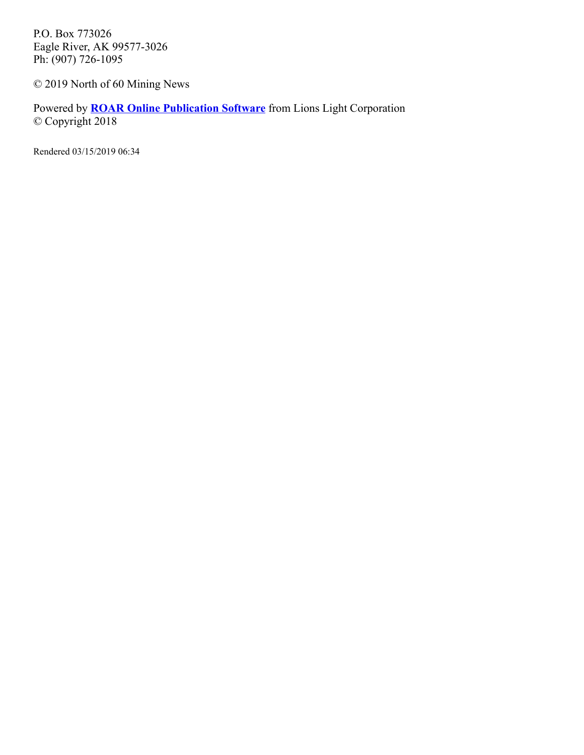P.O. Box 773026
Eagle River, AK 99577-3026
Ph: (907) 726-1095

© 2019 North of 60 Mining News

Powered by **ROAR Online Publication Software** from Lions Light Corporation
© Copyright 2018

Rendered 03/15/2019 06:34